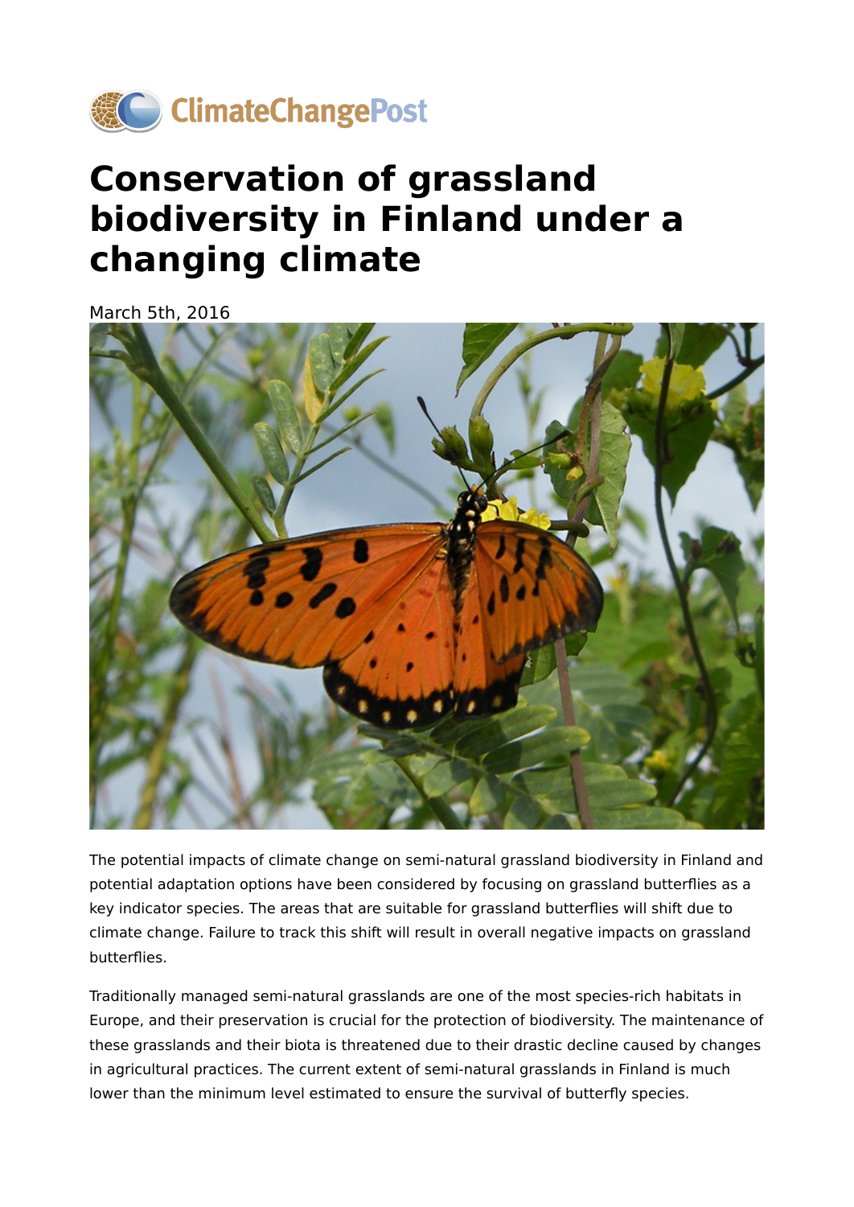# Conservation of grassland biodiversity in Finland under a changing climate

March 5th, 2016

The potential impacts of climate change on semi-natural grassland biodiversity in Finland and potential adaptation options have been considered by focusing on grassland butterflies as a key indicator species. The areas that are suitable for grassland butterflies will shift due to climate change. Failure to track this shift will result in overall negative impacts on grassland butterflies.

Traditionally managed semi-natural grasslands are one of the most species-rich habitats in Europe, and their preservation is crucial for the protection of biodiversity. The maintenance of these grasslands and their biota is threatened due to their drastic decline caused by changes in agricultural practices. The current extent of semi-natural grasslands in Finland is much lower than the minimum level estimated to ensure the survival of butterfly species.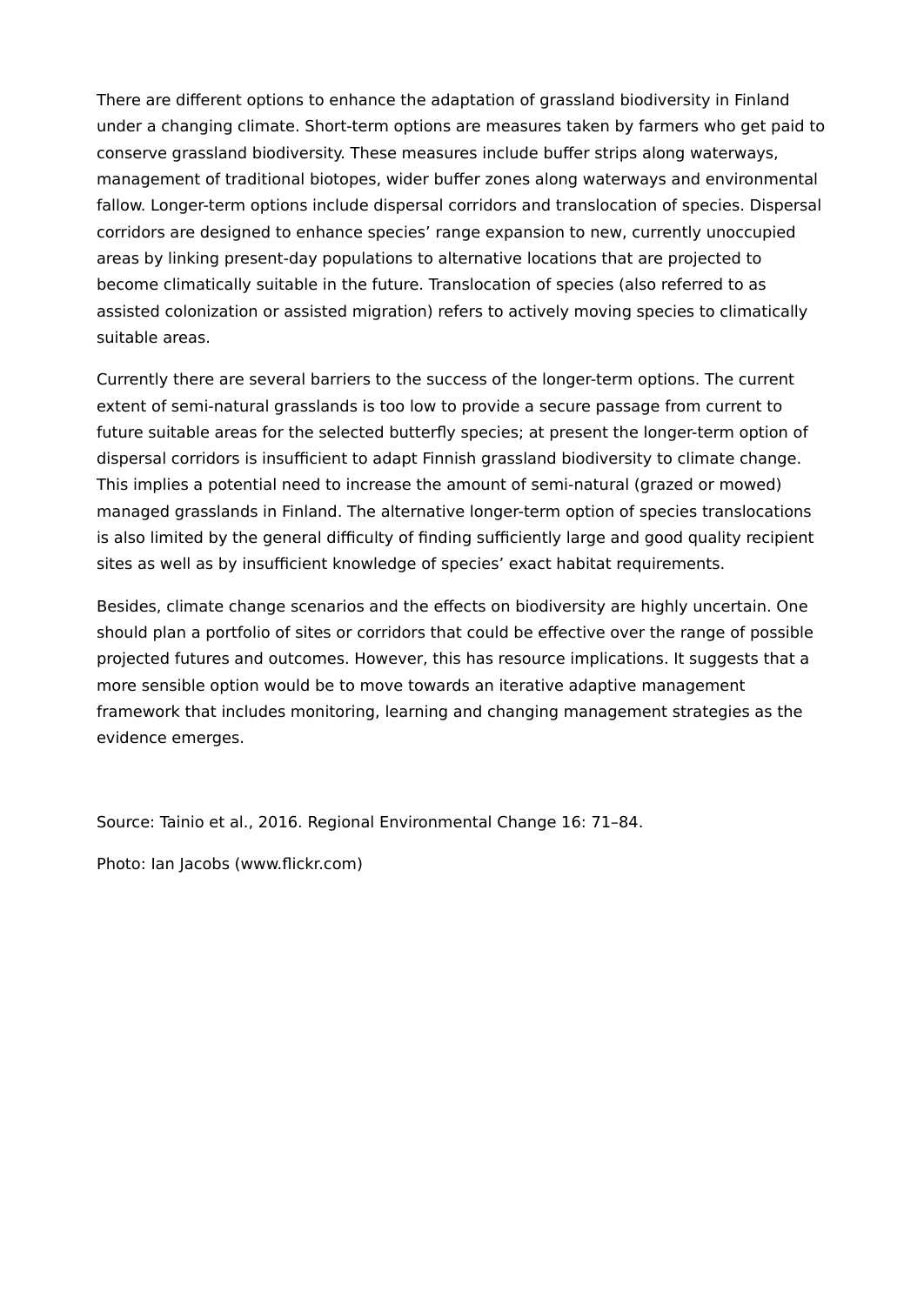There are different options to enhance the adaptation of grassland biodiversity in Finland under a changing climate. Short-term options are measures taken by farmers who get paid to conserve grassland biodiversity. These measures include buffer strips along waterways, management of traditional biotopes, wider buffer zones along waterways and environmental fallow. Longer-term options include dispersal corridors and translocation of species. Dispersal corridors are designed to enhance species' range expansion to new, currently unoccupied areas by linking present-day populations to alternative locations that are projected to become climatically suitable in the future. Translocation of species (also referred to as assisted colonization or assisted migration) refers to actively moving species to climatically suitable areas.

Currently there are several barriers to the success of the longer-term options. The current extent of semi-natural grasslands is too low to provide a secure passage from current to future suitable areas for the selected butterfly species; at present the longer-term option of dispersal corridors is insufficient to adapt Finnish grassland biodiversity to climate change. This implies a potential need to increase the amount of semi-natural (grazed or mowed) managed grasslands in Finland. The alternative longer-term option of species translocations is also limited by the general difficulty of finding sufficiently large and good quality recipient sites as well as by insufficient knowledge of species' exact habitat requirements.

Besides, climate change scenarios and the effects on biodiversity are highly uncertain. One should plan a portfolio of sites or corridors that could be effective over the range of possible projected futures and outcomes. However, this has resource implications. It suggests that a more sensible option would be to move towards an iterative adaptive management framework that includes monitoring, learning and changing management strategies as the evidence emerges.

Source: Tainio et al., 2016. Regional Environmental Change 16: 71–84.

Photo: Ian Jacobs (www.flickr.com)